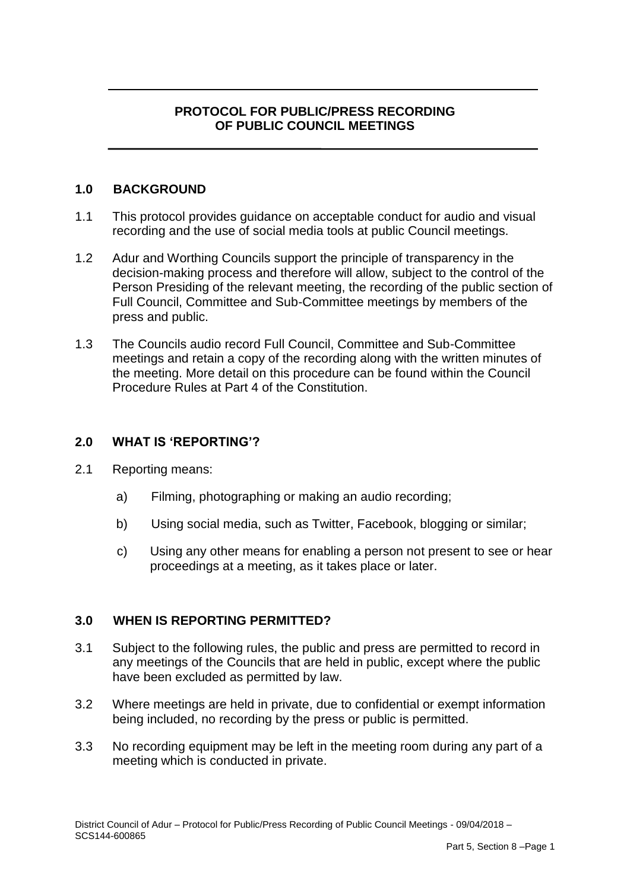# PROTOCOL FOR PUBLIC/PRESS RECORDING OF PUBLIC COUNCIL MEETINGS

## 1.0 BACKGROUND

1.1 This protocol provides guidance on acceptable conduct for audio and visual recording and the use of social media tools at public Council meetings.

1.2 Adur and Worthing Councils support the principle of transparency in the decision-making process and therefore will allow, subject to the control of the Person Presiding of the relevant meeting, the recording of the public section of Full Council, Committee and Sub-Committee meetings by members of the press and public.

1.3 The Councils audio record Full Council, Committee and Sub-Committee meetings and retain a copy of the recording along with the written minutes of the meeting. More detail on this procedure can be found within the Council Procedure Rules at Part 4 of the Constitution.

## 2.0 WHAT IS 'REPORTING'?

2.1 Reporting means:

a) Filming, photographing or making an audio recording;

b) Using social media, such as Twitter, Facebook, blogging or similar;

c) Using any other means for enabling a person not present to see or hear proceedings at a meeting, as it takes place or later.

## 3.0 WHEN IS REPORTING PERMITTED?

3.1 Subject to the following rules, the public and press are permitted to record in any meetings of the Councils that are held in public, except where the public have been excluded as permitted by law.

3.2 Where meetings are held in private, due to confidential or exempt information being included, no recording by the press or public is permitted.

3.3 No recording equipment may be left in the meeting room during any part of a meeting which is conducted in private.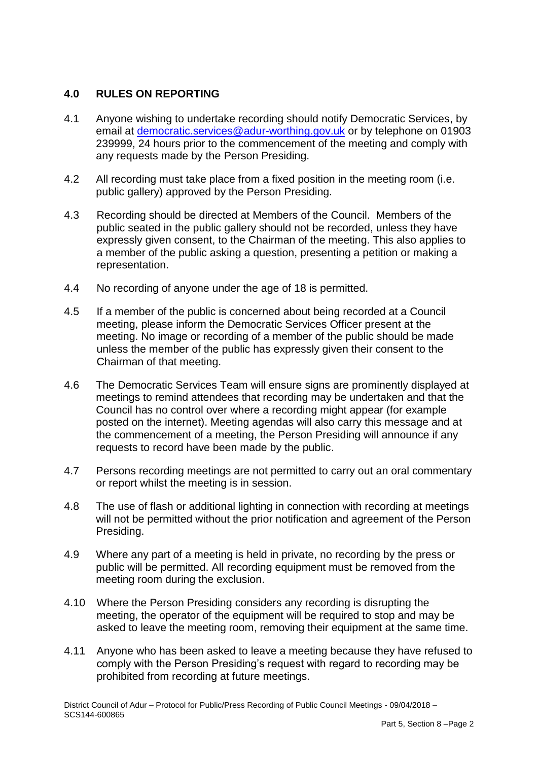## 4.0 RULES ON REPORTING

4.1 Anyone wishing to undertake recording should notify Democratic Services, by email at democratic.services@adur-worthing.gov.uk or by telephone on 01903 239999, 24 hours prior to the commencement of the meeting and comply with any requests made by the Person Presiding.

4.2 All recording must take place from a fixed position in the meeting room (i.e. public gallery) approved by the Person Presiding.

4.3 Recording should be directed at Members of the Council. Members of the public seated in the public gallery should not be recorded, unless they have expressly given consent, to the Chairman of the meeting. This also applies to a member of the public asking a question, presenting a petition or making a representation.

4.4 No recording of anyone under the age of 18 is permitted.

4.5 If a member of the public is concerned about being recorded at a Council meeting, please inform the Democratic Services Officer present at the meeting. No image or recording of a member of the public should be made unless the member of the public has expressly given their consent to the Chairman of that meeting.

4.6 The Democratic Services Team will ensure signs are prominently displayed at meetings to remind attendees that recording may be undertaken and that the Council has no control over where a recording might appear (for example posted on the internet). Meeting agendas will also carry this message and at the commencement of a meeting, the Person Presiding will announce if any requests to record have been made by the public.

4.7 Persons recording meetings are not permitted to carry out an oral commentary or report whilst the meeting is in session.

4.8 The use of flash or additional lighting in connection with recording at meetings will not be permitted without the prior notification and agreement of the Person Presiding.

4.9 Where any part of a meeting is held in private, no recording by the press or public will be permitted. All recording equipment must be removed from the meeting room during the exclusion.

4.10 Where the Person Presiding considers any recording is disrupting the meeting, the operator of the equipment will be required to stop and may be asked to leave the meeting room, removing their equipment at the same time.

4.11 Anyone who has been asked to leave a meeting because they have refused to comply with the Person Presiding's request with regard to recording may be prohibited from recording at future meetings.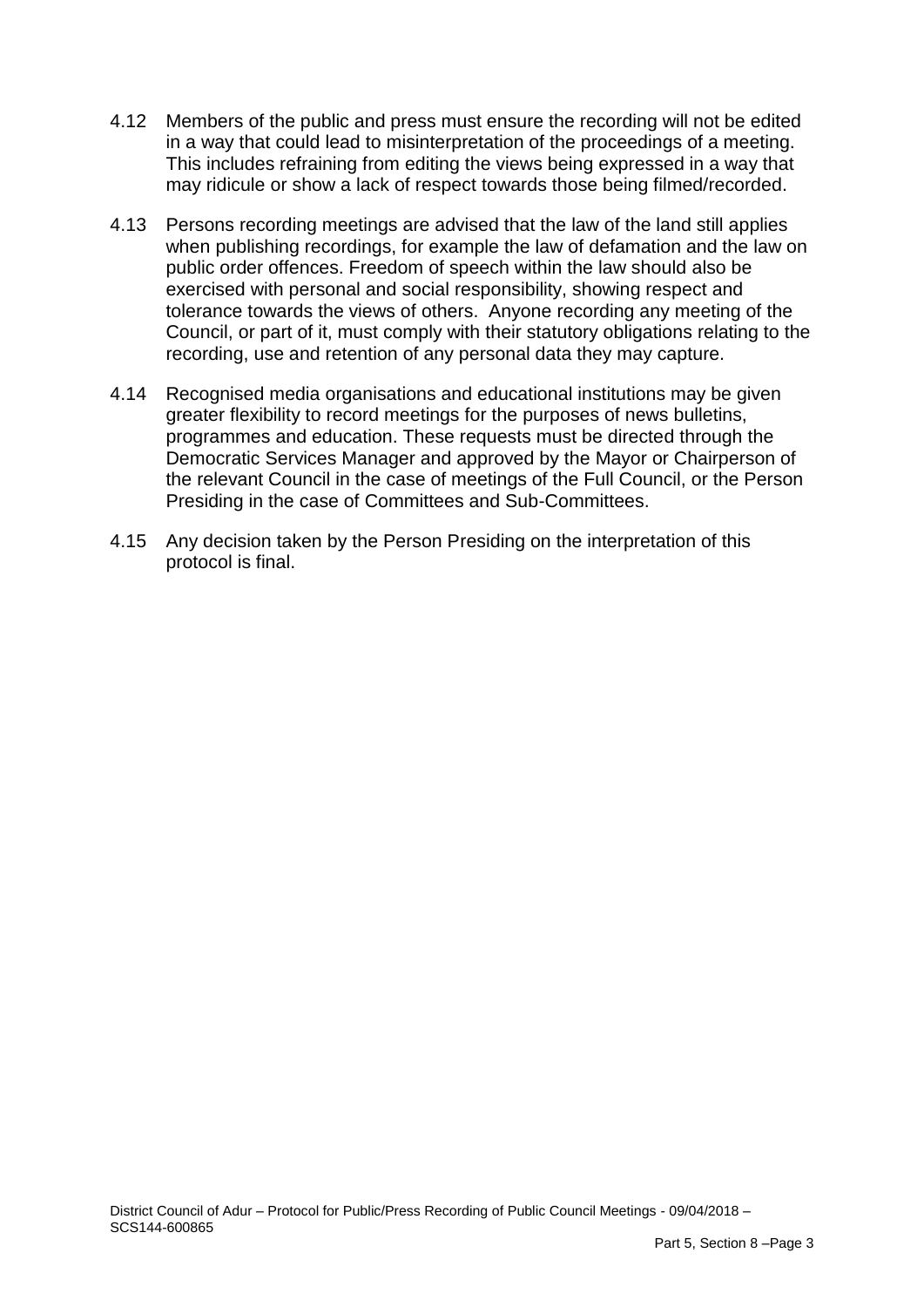4.12 Members of the public and press must ensure the recording will not be edited in a way that could lead to misinterpretation of the proceedings of a meeting. This includes refraining from editing the views being expressed in a way that may ridicule or show a lack of respect towards those being filmed/recorded.

4.13 Persons recording meetings are advised that the law of the land still applies when publishing recordings, for example the law of defamation and the law on public order offences. Freedom of speech within the law should also be exercised with personal and social responsibility, showing respect and tolerance towards the views of others. Anyone recording any meeting of the Council, or part of it, must comply with their statutory obligations relating to the recording, use and retention of any personal data they may capture.

4.14 Recognised media organisations and educational institutions may be given greater flexibility to record meetings for the purposes of news bulletins, programmes and education. These requests must be directed through the Democratic Services Manager and approved by the Mayor or Chairperson of the relevant Council in the case of meetings of the Full Council, or the Person Presiding in the case of Committees and Sub-Committees.

4.15 Any decision taken by the Person Presiding on the interpretation of this protocol is final.